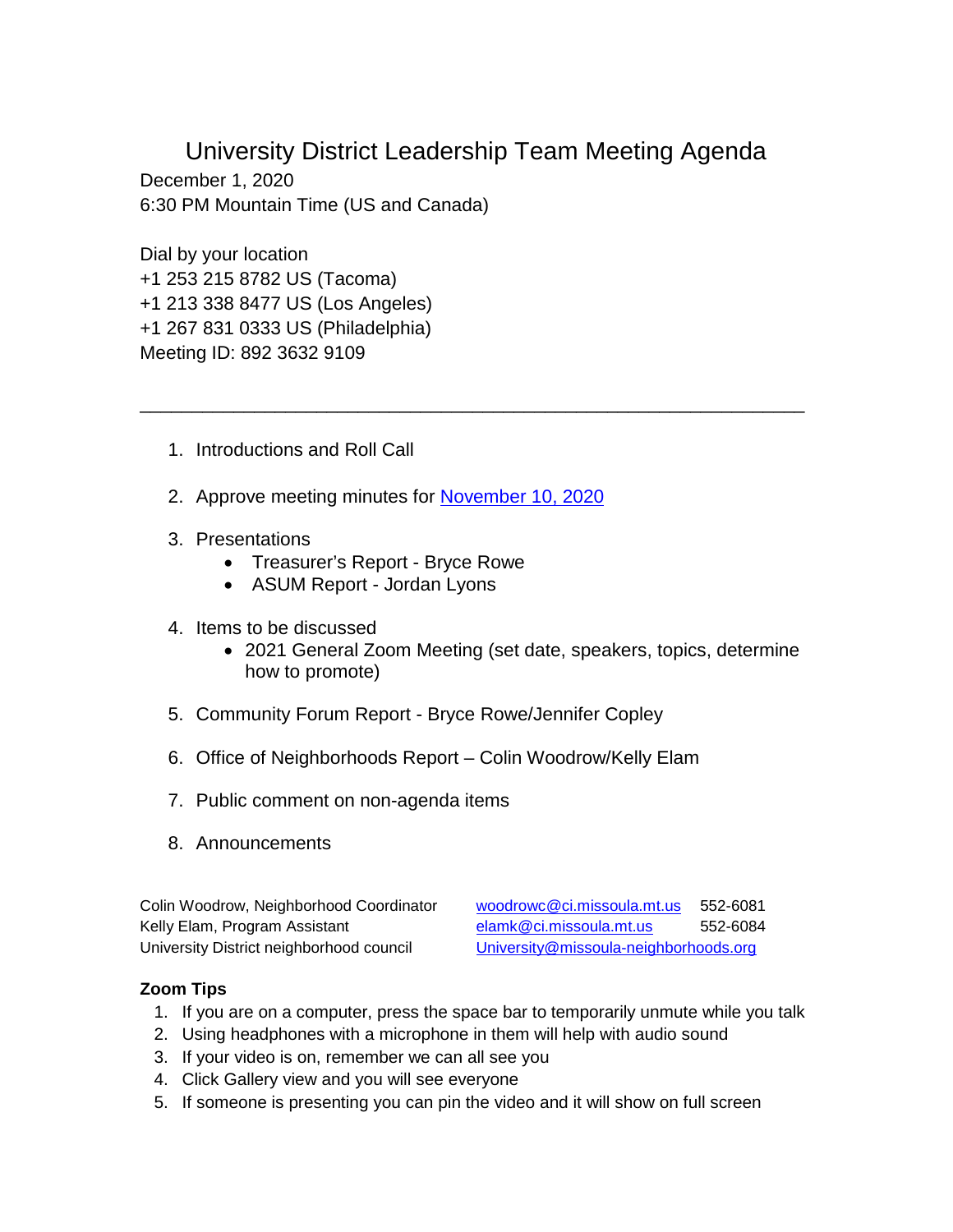# University District Leadership Team Meeting Agenda

December 1, 2020
6:30 PM Mountain Time (US and Canada)

Dial by your location
+1 253 215 8782 US (Tacoma)
+1 213 338 8477 US (Los Angeles)
+1 267 831 0333 US (Philadelphia)
Meeting ID: 892 3632 9109

---

1. Introductions and Roll Call

2. Approve meeting minutes for November 10, 2020

3. Presentations
   - Treasurer's Report - Bryce Rowe
   - ASUM Report - Jordan Lyons

4. Items to be discussed
   - 2021 General Zoom Meeting (set date, speakers, topics, determine how to promote)

5. Community Forum Report - Bryce Rowe/Jennifer Copley

6. Office of Neighborhoods Report – Colin Woodrow/Kelly Elam

7. Public comment on non-agenda items

8. Announcements

| | | |
|---|---|---|
| Colin Woodrow, Neighborhood Coordinator | woodrowc@ci.missoula.mt.us | 552-6081 |
| Kelly Elam, Program Assistant | elamk@ci.missoula.mt.us | 552-6084 |
| University District neighborhood council | University@missoula-neighborhoods.org | |

**Zoom Tips**

1. If you are on a computer, press the space bar to temporarily unmute while you talk
2. Using headphones with a microphone in them will help with audio sound
3. If your video is on, remember we can all see you
4. Click Gallery view and you will see everyone
5. If someone is presenting you can pin the video and it will show on full screen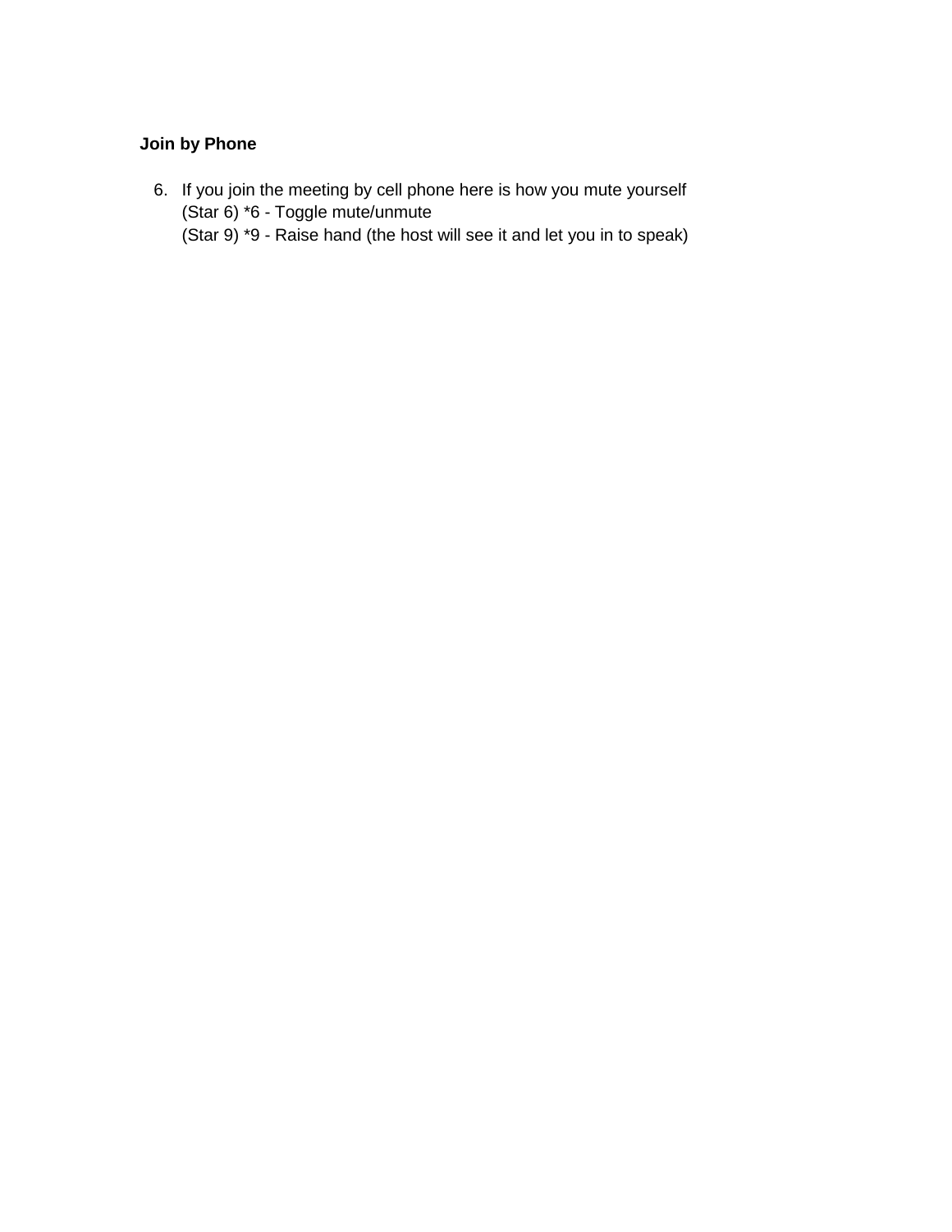**Join by Phone**

6. If you join the meeting by cell phone here is how you mute yourself
   (Star 6) *6 - Toggle mute/unmute
   (Star 9) *9 - Raise hand (the host will see it and let you in to speak)